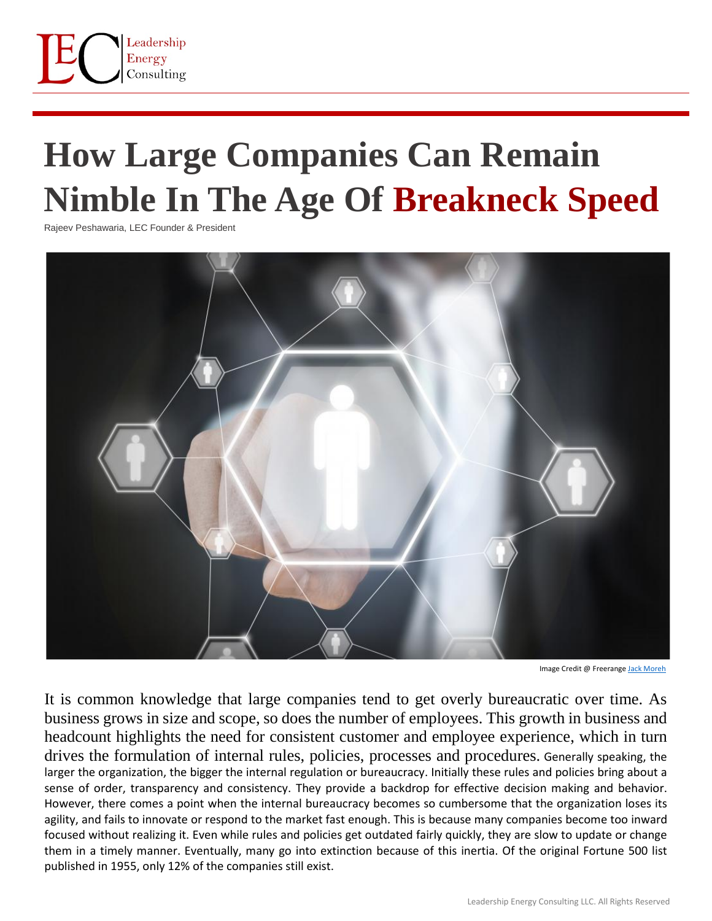# How Large Companies Can Remain Nimble In The Age Of Breakneck Speed

Rajeev Peshawaria, LEC Founder & President

Image Credit @ Freerange Jack Moreh

It is common knowledge that large companies tend to get overly bureaucratic over time. As business grows in size and scope, so does the number of employees. This growth in business and headcount highlights the need for consistent customer and employee experience, which in turn drives the formulation of internal rules, policies, processes and procedures. Generally speaking, the larger the organization, the bigger the internal regulation or bureaucracy. Initially these rules and policies bring about a sense of order, transparency and consistency. They provide a backdrop for effective decision making and behavior. However, there comes a point when the internal bureaucracy becomes so cumbersome that the organization loses its agility, and fails to innovate or respond to the market fast enough. This is because many companies become too inward focused without realizing it. Even while rules and policies get outdated fairly quickly, they are slow to update or change them in a timely manner. Eventually, many go into extinction because of this inertia. Of the original Fortune 500 list published in 1955, only 12% of the companies still exist.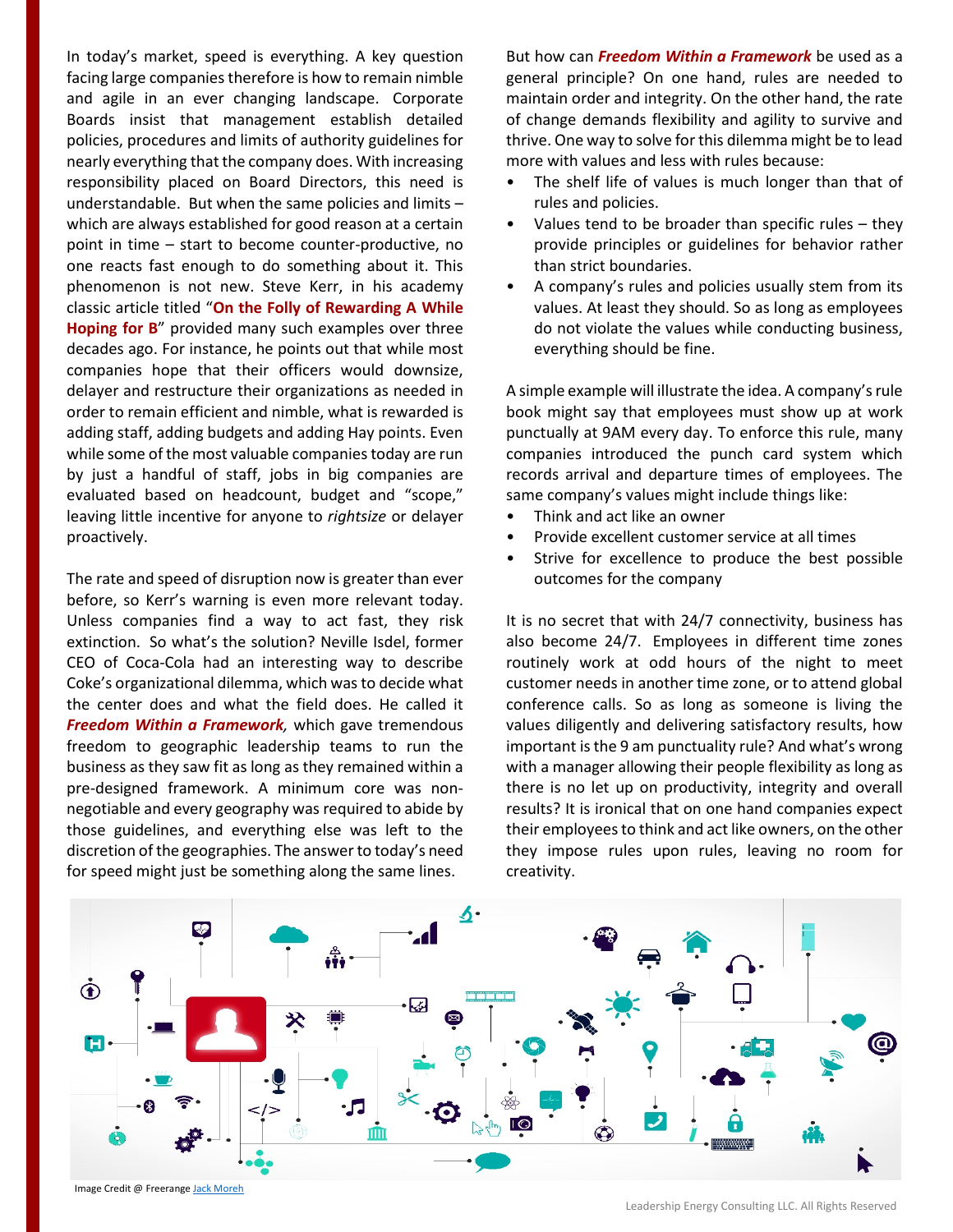In today's market, speed is everything. A key question facing large companies therefore is how to remain nimble and agile in an ever changing landscape. Corporate Boards insist that management establish detailed policies, procedures and limits of authority guidelines for nearly everything that the company does. With increasing responsibility placed on Board Directors, this need is understandable. But when the same policies and limits – which are always established for good reason at a certain point in time – start to become counter-productive, no one reacts fast enough to do something about it. This phenomenon is not new. Steve Kerr, in his academy classic article titled "**On the Folly of Rewarding A While Hoping for B**" provided many such examples over three decades ago. For instance, he points out that while most companies hope that their officers would downsize, delayer and restructure their organizations as needed in order to remain efficient and nimble, what is rewarded is adding staff, adding budgets and adding Hay points. Even while some of the most valuable companies today are run by just a handful of staff, jobs in big companies are evaluated based on headcount, budget and "scope," leaving little incentive for anyone to *rightsize* or delayer proactively.

The rate and speed of disruption now is greater than ever before, so Kerr's warning is even more relevant today. Unless companies find a way to act fast, they risk extinction. So what's the solution? Neville Isdel, former CEO of Coca-Cola had an interesting way to describe Coke's organizational dilemma, which was to decide what the center does and what the field does. He called it ***Freedom Within a Framework***, which gave tremendous freedom to geographic leadership teams to run the business as they saw fit as long as they remained within a pre-designed framework. A minimum core was non-negotiable and every geography was required to abide by those guidelines, and everything else was left to the discretion of the geographies. The answer to today's need for speed might just be something along the same lines.

But how can ***Freedom Within a Framework*** be used as a general principle? On one hand, rules are needed to maintain order and integrity. On the other hand, the rate of change demands flexibility and agility to survive and thrive. One way to solve for this dilemma might be to lead more with values and less with rules because:

- The shelf life of values is much longer than that of rules and policies.
- Values tend to be broader than specific rules – they provide principles or guidelines for behavior rather than strict boundaries.
- A company's rules and policies usually stem from its values. At least they should. So as long as employees do not violate the values while conducting business, everything should be fine.

A simple example will illustrate the idea. A company's rule book might say that employees must show up at work punctually at 9AM every day. To enforce this rule, many companies introduced the punch card system which records arrival and departure times of employees. The same company's values might include things like:

- Think and act like an owner
- Provide excellent customer service at all times
- Strive for excellence to produce the best possible outcomes for the company

It is no secret that with 24/7 connectivity, business has also become 24/7. Employees in different time zones routinely work at odd hours of the night to meet customer needs in another time zone, or to attend global conference calls. So as long as someone is living the values diligently and delivering satisfactory results, how important is the 9 am punctuality rule? And what's wrong with a manager allowing their people flexibility as long as there is no let up on productivity, integrity and overall results? It is ironical that on one hand companies expect their employees to think and act like owners, on the other they impose rules upon rules, leaving no room for creativity.

Image Credit @ Freerange Jack Moreh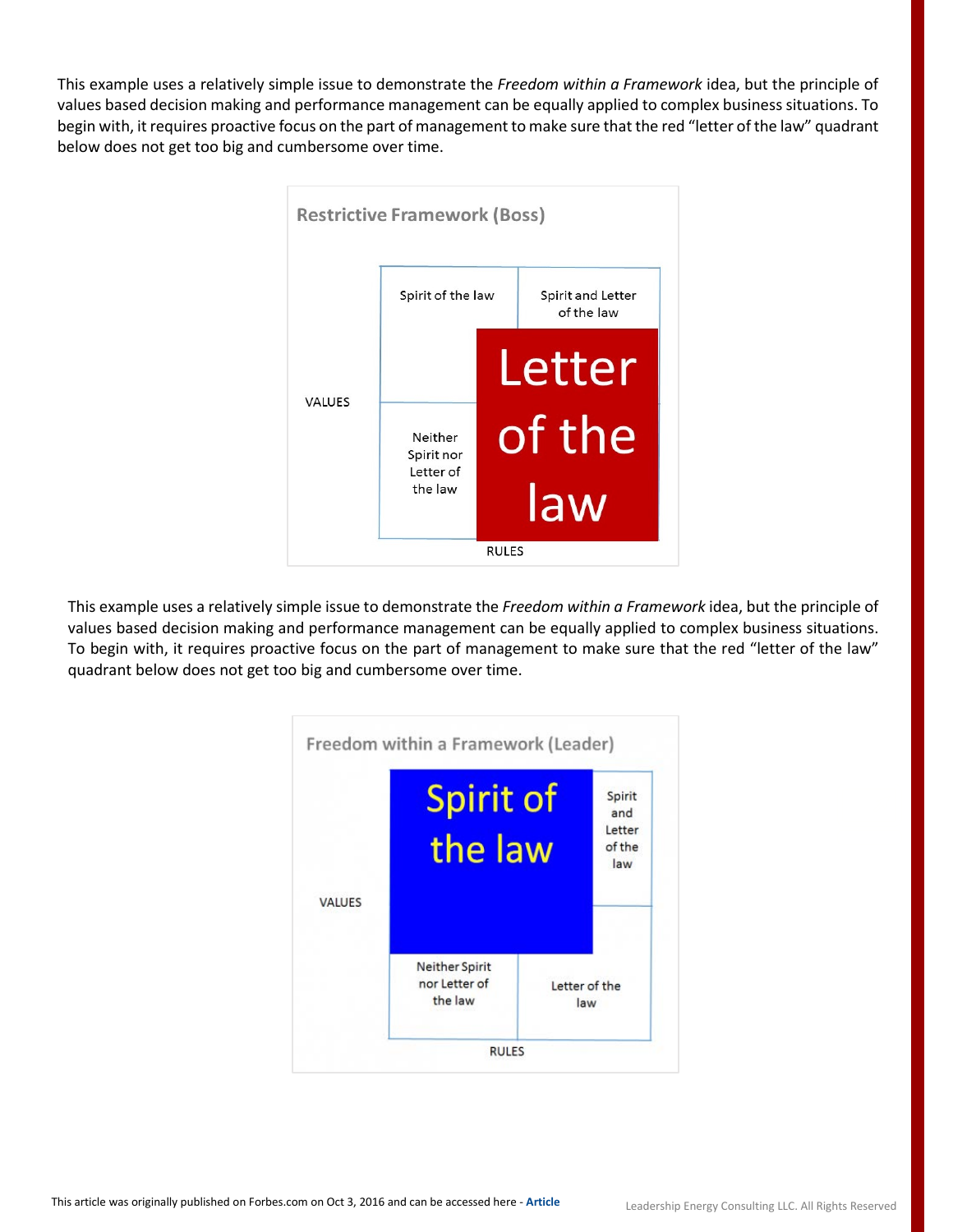This example uses a relatively simple issue to demonstrate the *Freedom within a Framework* idea, but the principle of values based decision making and performance management can be equally applied to complex business situations. To begin with, it requires proactive focus on the part of management to make sure that the red "letter of the law" quadrant below does not get too big and cumbersome over time.

Restrictive Framework (Boss)

Spirit of the law

Spirit and Letter of the law

Letter of the law

VALUES

Neither Spirit nor Letter of the law

RULES

This example uses a relatively simple issue to demonstrate the *Freedom within a Framework* idea, but the principle of values based decision making and performance management can be equally applied to complex business situations. To begin with, it requires proactive focus on the part of management to make sure that the red "letter of the law" quadrant below does not get too big and cumbersome over time.

Freedom within a Framework (Leader)

Spirit of the law

Spirit and Letter of the law

VALUES

Neither Spirit nor Letter of the law

Letter of the law

RULES

This article was originally published on Forbes.com on Oct 3, 2016 and can be accessed here - **Article**

Leadership Energy Consulting LLC. All Rights Reserved